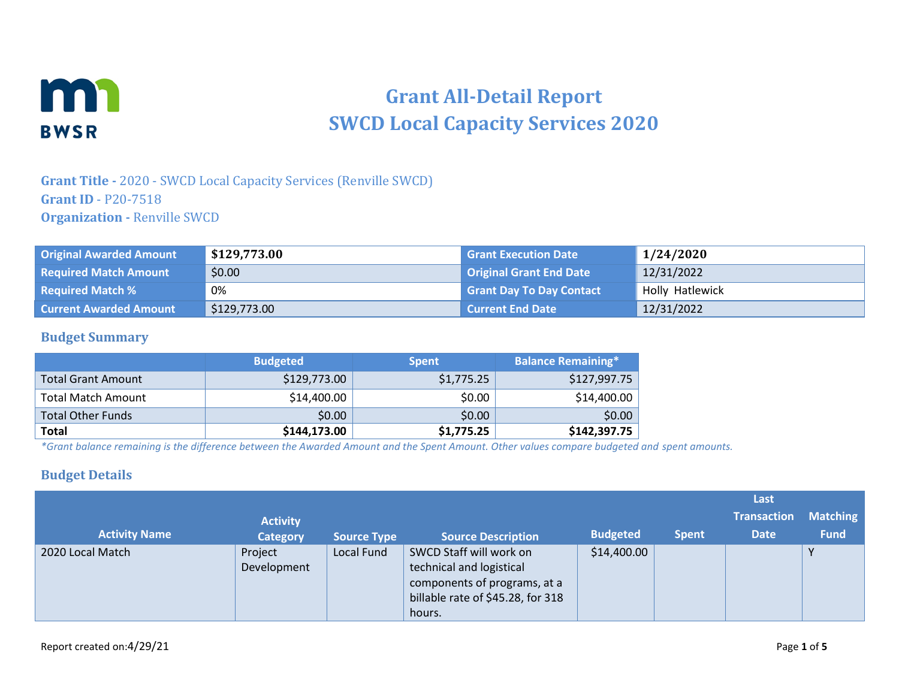# Grant All-Detail Report
# SWCD Local Capacity Services 2020

**Grant Title -** 2020 - SWCD Local Capacity Services (Renville SWCD)
**Grant ID** - P20-7518
**Organization -** Renville SWCD

| | | | |
|---|---|---|---|
| **Original Awarded Amount** | **$129,773.00** | **Grant Execution Date** | **1/24/2020** |
| **Required Match Amount** | $0.00 | **Original Grant End Date** | 12/31/2022 |
| **Required Match %** | 0% | **Grant Day To Day Contact** | Holly Hatlewick |
| **Current Awarded Amount** | $129,773.00 | **Current End Date** | 12/31/2022 |

## Budget Summary

| | Budgeted | Spent | Balance Remaining* |
|---|---|---|---|
| Total Grant Amount | $129,773.00 | $1,775.25 | $127,997.75 |
| Total Match Amount | $14,400.00 | $0.00 | $14,400.00 |
| Total Other Funds | $0.00 | $0.00 | $0.00 |
| **Total** | **$144,173.00** | **$1,775.25** | **$142,397.75** |

*Grant balance remaining is the difference between the Awarded Amount and the Spent Amount. Other values compare budgeted and spent amounts.*

## Budget Details

| Activity Name | Activity Category | Source Type | Source Description | Budgeted | Spent | Last Transaction Date | Matching Fund |
|---|---|---|---|---|---|---|---|
| 2020 Local Match | Project Development | Local Fund | SWCD Staff will work on technical and logistical components of programs, at a billable rate of $45.28, for 318 hours. | $14,400.00 | | | Y |

Report created on:4/29/21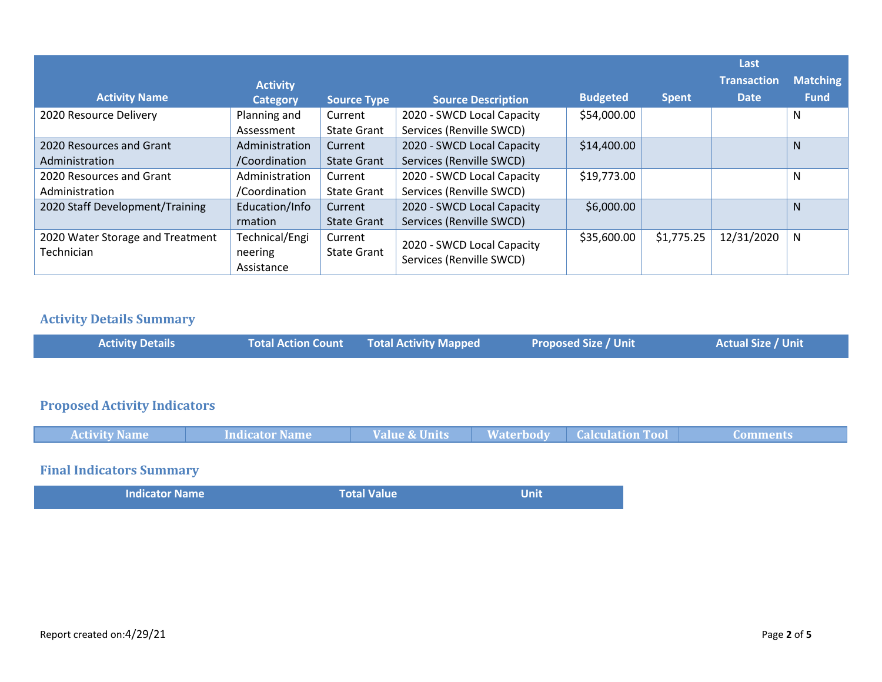| Activity Name | Activity Category | Source Type | Source Description | Budgeted | Spent | Last Transaction Date | Matching Fund |
|---|---|---|---|---|---|---|---|
| 2020 Resource Delivery | Planning and Assessment | Current State Grant | 2020 - SWCD Local Capacity Services (Renville SWCD) | $54,000.00 | | | N |
| 2020 Resources and Grant Administration | Administration /Coordination | Current State Grant | 2020 - SWCD Local Capacity Services (Renville SWCD) | $14,400.00 | | | N |
| 2020 Resources and Grant Administration | Administration /Coordination | Current State Grant | 2020 - SWCD Local Capacity Services (Renville SWCD) | $19,773.00 | | | N |
| 2020 Staff Development/Training | Education/Information | Current State Grant | 2020 - SWCD Local Capacity Services (Renville SWCD) | $6,000.00 | | | N |
| 2020 Water Storage and Treatment Technician | Technical/Engineering Assistance | Current State Grant | 2020 - SWCD Local Capacity Services (Renville SWCD) | $35,600.00 | $1,775.25 | 12/31/2020 | N |

## Activity Details Summary

| Activity Details | Total Action Count | Total Activity Mapped | Proposed Size / Unit | Actual Size / Unit |
|---|---|---|---|---|

## Proposed Activity Indicators

| Activity Name | Indicator Name | Value & Units | Waterbody | Calculation Tool | Comments |
|---|---|---|---|---|---|

## Final Indicators Summary

| Indicator Name | Total Value | Unit |
|---|---|---|

Report created on:4/29/21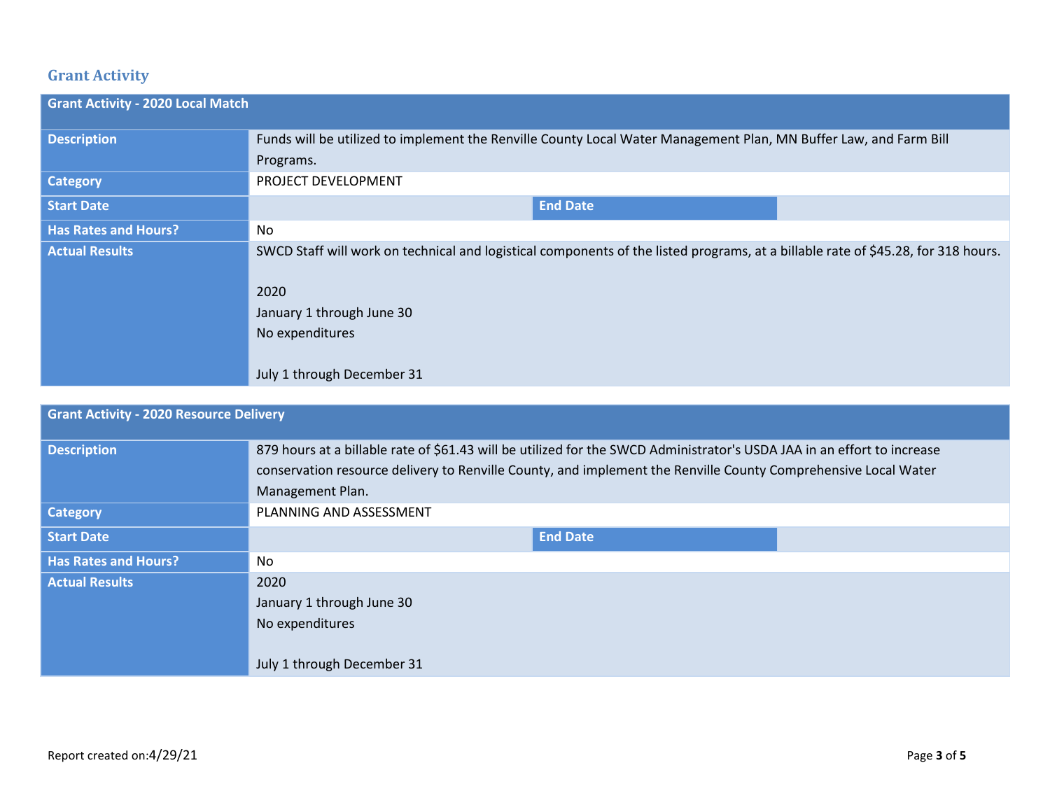## Grant Activity

| Grant Activity - 2020 Local Match | | | |
|---|---|---|---|
| **Description** | Funds will be utilized to implement the Renville County Local Water Management Plan, MN Buffer Law, and Farm Bill Programs. | | |
| **Category** | PROJECT DEVELOPMENT | | |
| **Start Date** | | **End Date** | |
| **Has Rates and Hours?** | No | | |
| **Actual Results** | SWCD Staff will work on technical and logistical components of the listed programs, at a billable rate of $45.28, for 318 hours.<br><br>2020<br>January 1 through June 30<br>No expenditures<br><br>July 1 through December 31 | | |

| Grant Activity - 2020 Resource Delivery | | | |
|---|---|---|---|
| **Description** | 879 hours at a billable rate of $61.43 will be utilized for the SWCD Administrator's USDA JAA in an effort to increase conservation resource delivery to Renville County, and implement the Renville County Comprehensive Local Water Management Plan. | | |
| **Category** | PLANNING AND ASSESSMENT | | |
| **Start Date** | | **End Date** | |
| **Has Rates and Hours?** | No | | |
| **Actual Results** | 2020<br>January 1 through June 30<br>No expenditures<br><br>July 1 through December 31 | | |

Report created on:4/29/21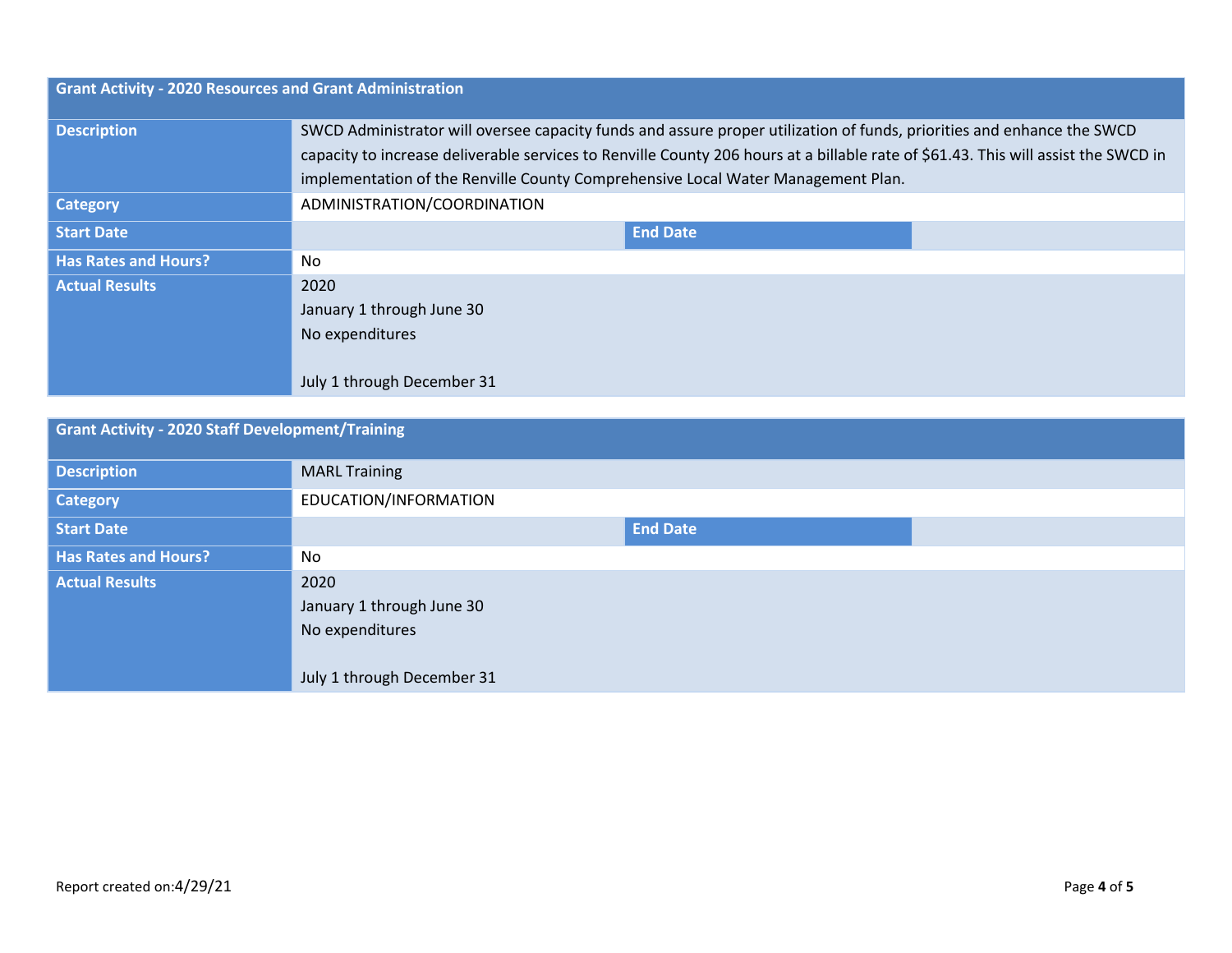| Grant Activity - 2020 Resources and Grant Administration | | | |
|---|---|---|---|
| **Description** | SWCD Administrator will oversee capacity funds and assure proper utilization of funds, priorities and enhance the SWCD capacity to increase deliverable services to Renville County 206 hours at a billable rate of $61.43. This will assist the SWCD in implementation of the Renville County Comprehensive Local Water Management Plan. | | |
| **Category** | ADMINISTRATION/COORDINATION | | |
| **Start Date** | | **End Date** | |
| **Has Rates and Hours?** | No | | |
| **Actual Results** | 2020<br>January 1 through June 30<br>No expenditures<br><br>July 1 through December 31 | | |

| Grant Activity - 2020 Staff Development/Training | | | |
|---|---|---|---|
| **Description** | MARL Training | | |
| **Category** | EDUCATION/INFORMATION | | |
| **Start Date** | | **End Date** | |
| **Has Rates and Hours?** | No | | |
| **Actual Results** | 2020<br>January 1 through June 30<br>No expenditures<br><br>July 1 through December 31 | | |

Report created on:4/29/21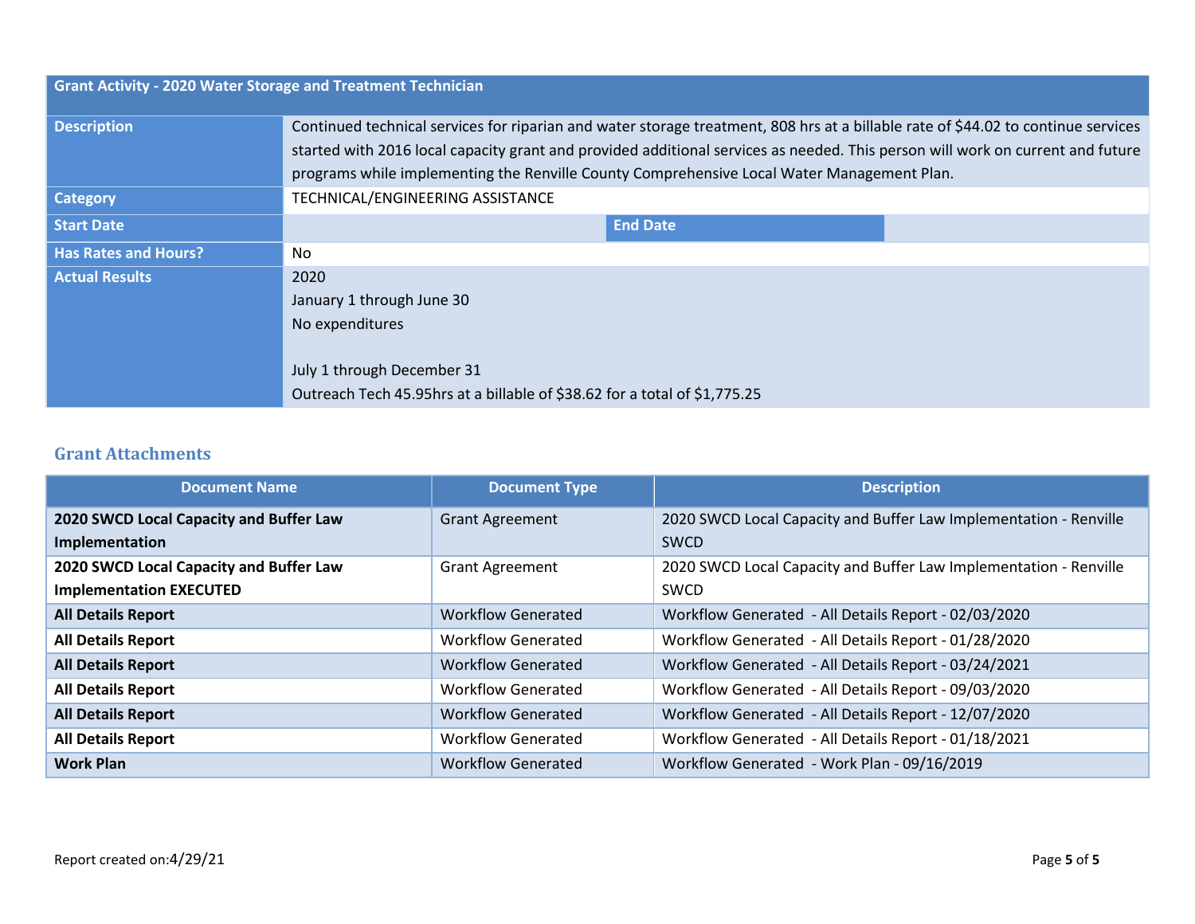| Grant Activity - 2020 Water Storage and Treatment Technician | | | |
|---|---|---|---|
| **Description** | Continued technical services for riparian and water storage treatment, 808 hrs at a billable rate of $44.02 to continue services started with 2016 local capacity grant and provided additional services as needed. This person will work on current and future programs while implementing the Renville County Comprehensive Local Water Management Plan. | | |
| **Category** | TECHNICAL/ENGINEERING ASSISTANCE | | |
| **Start Date** | | **End Date** | |
| **Has Rates and Hours?** | No | | |
| **Actual Results** | 2020<br>January 1 through June 30<br>No expenditures<br><br>July 1 through December 31<br>Outreach Tech 45.95hrs at a billable of $38.62 for a total of $1,775.25 | | |

## Grant Attachments

| Document Name | Document Type | Description |
|---|---|---|
| **2020 SWCD Local Capacity and Buffer Law Implementation** | Grant Agreement | 2020 SWCD Local Capacity and Buffer Law Implementation - Renville SWCD |
| **2020 SWCD Local Capacity and Buffer Law Implementation EXECUTED** | Grant Agreement | 2020 SWCD Local Capacity and Buffer Law Implementation - Renville SWCD |
| **All Details Report** | Workflow Generated | Workflow Generated - All Details Report - 02/03/2020 |
| **All Details Report** | Workflow Generated | Workflow Generated - All Details Report - 01/28/2020 |
| **All Details Report** | Workflow Generated | Workflow Generated - All Details Report - 03/24/2021 |
| **All Details Report** | Workflow Generated | Workflow Generated - All Details Report - 09/03/2020 |
| **All Details Report** | Workflow Generated | Workflow Generated - All Details Report - 12/07/2020 |
| **All Details Report** | Workflow Generated | Workflow Generated - All Details Report - 01/18/2021 |
| **Work Plan** | Workflow Generated | Workflow Generated - Work Plan - 09/16/2019 |

Report created on:4/29/21